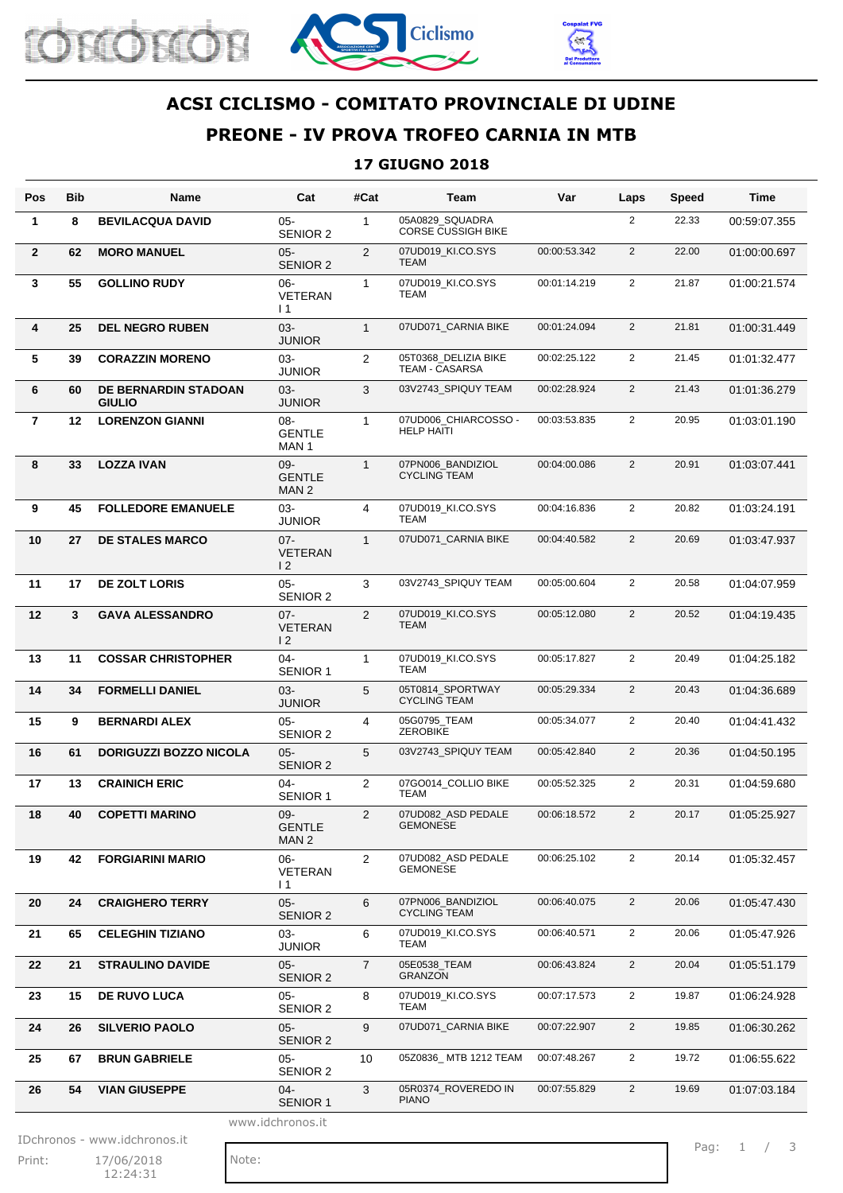# ACSI CICLISMO - COMITATO PROVINCIALE DI UDINE

## PREONE - IV PROVA TROFEO CARNIA IN MTB

### 17 GIUGNO 2018

| Pos | Bib | Name | Cat | #Cat | Team | Var | Laps | Speed | Time |
|---|---|---|---|---|---|---|---|---|---|
| 1 | 8 | **BEVILACQUA DAVID** | 05-SENIOR 2 | 1 | 05A0829_SQUADRA CORSE CUSSIGH BIKE | | 2 | 22.33 | 00:59:07.355 |
| 2 | 62 | **MORO MANUEL** | 05-SENIOR 2 | 2 | 07UD019_KI.CO.SYS TEAM | 00:00:53.342 | 2 | 22.00 | 01:00:00.697 |
| 3 | 55 | **GOLLINO RUDY** | 06-VETERAN I 1 | 1 | 07UD019_KI.CO.SYS TEAM | 00:01:14.219 | 2 | 21.87 | 01:00:21.574 |
| 4 | 25 | **DEL NEGRO RUBEN** | 03-JUNIOR | 1 | 07UD071_CARNIA BIKE | 00:01:24.094 | 2 | 21.81 | 01:00:31.449 |
| 5 | 39 | **CORAZZIN MORENO** | 03-JUNIOR | 2 | 05T0368_DELIZIA BIKE TEAM - CASARSA | 00:02:25.122 | 2 | 21.45 | 01:01:32.477 |
| 6 | 60 | **DE BERNARDIN STADOAN GIULIO** | 03-JUNIOR | 3 | 03V2743_SPIQUY TEAM | 00:02:28.924 | 2 | 21.43 | 01:01:36.279 |
| 7 | 12 | **LORENZON GIANNI** | 08-GENTLE MAN 1 | 1 | 07UD006_CHIARCOSSO - HELP HAITI | 00:03:53.835 | 2 | 20.95 | 01:03:01.190 |
| 8 | 33 | **LOZZA IVAN** | 09-GENTLE MAN 2 | 1 | 07PN006_BANDIZIOL CYCLING TEAM | 00:04:00.086 | 2 | 20.91 | 01:03:07.441 |
| 9 | 45 | **FOLLEDORE EMANUELE** | 03-JUNIOR | 4 | 07UD019_KI.CO.SYS TEAM | 00:04:16.836 | 2 | 20.82 | 01:03:24.191 |
| 10 | 27 | **DE STALES MARCO** | 07-VETERAN I 2 | 1 | 07UD071_CARNIA BIKE | 00:04:40.582 | 2 | 20.69 | 01:03:47.937 |
| 11 | 17 | **DE ZOLT LORIS** | 05-SENIOR 2 | 3 | 03V2743_SPIQUY TEAM | 00:05:00.604 | 2 | 20.58 | 01:04:07.959 |
| 12 | 3 | **GAVA ALESSANDRO** | 07-VETERAN I 2 | 2 | 07UD019_KI.CO.SYS TEAM | 00:05:12.080 | 2 | 20.52 | 01:04:19.435 |
| 13 | 11 | **COSSAR CHRISTOPHER** | 04-SENIOR 1 | 1 | 07UD019_KI.CO.SYS TEAM | 00:05:17.827 | 2 | 20.49 | 01:04:25.182 |
| 14 | 34 | **FORMELLI DANIEL** | 03-JUNIOR | 5 | 05T0814_SPORTWAY CYCLING TEAM | 00:05:29.334 | 2 | 20.43 | 01:04:36.689 |
| 15 | 9 | **BERNARDI ALEX** | 05-SENIOR 2 | 4 | 05G0795_TEAM ZEROBIKE | 00:05:34.077 | 2 | 20.40 | 01:04:41.432 |
| 16 | 61 | **DORIGUZZI BOZZO NICOLA** | 05-SENIOR 2 | 5 | 03V2743_SPIQUY TEAM | 00:05:42.840 | 2 | 20.36 | 01:04:50.195 |
| 17 | 13 | **CRAINICH ERIC** | 04-SENIOR 1 | 2 | 07GO014_COLLIO BIKE TEAM | 00:05:52.325 | 2 | 20.31 | 01:04:59.680 |
| 18 | 40 | **COPETTI MARINO** | 09-GENTLE MAN 2 | 2 | 07UD082_ASD PEDALE GEMONESE | 00:06:18.572 | 2 | 20.17 | 01:05:25.927 |
| 19 | 42 | **FORGIARINI MARIO** | 06-VETERAN I 1 | 2 | 07UD082_ASD PEDALE GEMONESE | 00:06:25.102 | 2 | 20.14 | 01:05:32.457 |
| 20 | 24 | **CRAIGHERO TERRY** | 05-SENIOR 2 | 6 | 07PN006_BANDIZIOL CYCLING TEAM | 00:06:40.075 | 2 | 20.06 | 01:05:47.430 |
| 21 | 65 | **CELEGHIN TIZIANO** | 03-JUNIOR | 6 | 07UD019_KI.CO.SYS TEAM | 00:06:40.571 | 2 | 20.06 | 01:05:47.926 |
| 22 | 21 | **STRAULINO DAVIDE** | 05-SENIOR 2 | 7 | 05E0538_TEAM GRANZON | 00:06:43.824 | 2 | 20.04 | 01:05:51.179 |
| 23 | 15 | **DE RUVO LUCA** | 05-SENIOR 2 | 8 | 07UD019_KI.CO.SYS TEAM | 00:07:17.573 | 2 | 19.87 | 01:06:24.928 |
| 24 | 26 | **SILVERIO PAOLO** | 05-SENIOR 2 | 9 | 07UD071_CARNIA BIKE | 00:07:22.907 | 2 | 19.85 | 01:06:30.262 |
| 25 | 67 | **BRUN GABRIELE** | 05-SENIOR 2 | 10 | 05Z0836_ MTB 1212 TEAM | 00:07:48.267 | 2 | 19.72 | 01:06:55.622 |
| 26 | 54 | **VIAN GIUSEPPE** | 04-SENIOR 1 | 3 | 05R0374_ROVEREDO IN PIANO | 00:07:55.829 | 2 | 19.69 | 01:07:03.184 |

www.idchronos.it

IDchronos - www.idchronos.it

Print: 17/06/2018 12:24:31

Note: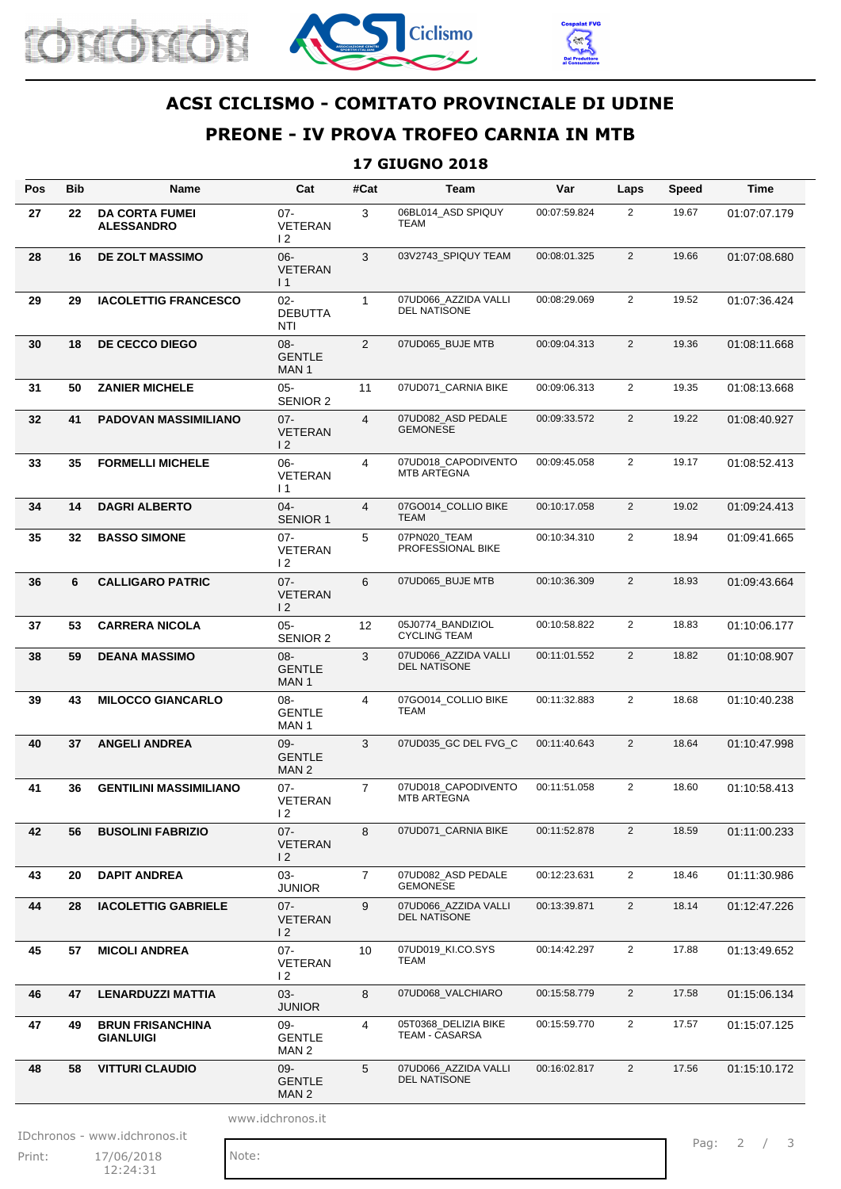# ACSI CICLISMO - COMITATO PROVINCIALE DI UDINE

## PREONE - IV PROVA TROFEO CARNIA IN MTB

### 17 GIUGNO 2018

| Pos | Bib | Name | Cat | #Cat | Team | Var | Laps | Speed | Time |
|---|---|---|---|---|---|---|---|---|---|
| 27 | 22 | **DA CORTA FUMEI ALESSANDRO** | 07-VETERANI 2 | 3 | 06BL014_ASD SPIQUY TEAM | 00:07:59.824 | 2 | 19.67 | 01:07:07.179 |
| 28 | 16 | **DE ZOLT MASSIMO** | 06-VETERANI 1 | 3 | 03V2743_SPIQUY TEAM | 00:08:01.325 | 2 | 19.66 | 01:07:08.680 |
| 29 | 29 | **IACOLETTIG FRANCESCO** | 02-DEBUTTANTI | 1 | 07UD066_AZZIDA VALLI DEL NATISONE | 00:08:29.069 | 2 | 19.52 | 01:07:36.424 |
| 30 | 18 | **DE CECCO DIEGO** | 08-GENTLEMAN 1 | 2 | 07UD065_BUJE MTB | 00:09:04.313 | 2 | 19.36 | 01:08:11.668 |
| 31 | 50 | **ZANIER MICHELE** | 05-SENIOR 2 | 11 | 07UD071_CARNIA BIKE | 00:09:06.313 | 2 | 19.35 | 01:08:13.668 |
| 32 | 41 | **PADOVAN MASSIMILIANO** | 07-VETERANI 2 | 4 | 07UD082_ASD PEDALE GEMONESE | 00:09:33.572 | 2 | 19.22 | 01:08:40.927 |
| 33 | 35 | **FORMELLI MICHELE** | 06-VETERANI 1 | 4 | 07UD018_CAPODIVENTO MTB ARTEGNA | 00:09:45.058 | 2 | 19.17 | 01:08:52.413 |
| 34 | 14 | **DAGRI ALBERTO** | 04-SENIOR 1 | 4 | 07GO014_COLLIO BIKE TEAM | 00:10:17.058 | 2 | 19.02 | 01:09:24.413 |
| 35 | 32 | **BASSO SIMONE** | 07-VETERANI 2 | 5 | 07PN020_TEAM PROFESSIONAL BIKE | 00:10:34.310 | 2 | 18.94 | 01:09:41.665 |
| 36 | 6 | **CALLIGARO PATRIC** | 07-VETERANI 2 | 6 | 07UD065_BUJE MTB | 00:10:36.309 | 2 | 18.93 | 01:09:43.664 |
| 37 | 53 | **CARRERA NICOLA** | 05-SENIOR 2 | 12 | 05J0774_BANDIZIOL CYCLING TEAM | 00:10:58.822 | 2 | 18.83 | 01:10:06.177 |
| 38 | 59 | **DEANA MASSIMO** | 08-GENTLEMAN 1 | 3 | 07UD066_AZZIDA VALLI DEL NATISONE | 00:11:01.552 | 2 | 18.82 | 01:10:08.907 |
| 39 | 43 | **MILOCCO GIANCARLO** | 08-GENTLEMAN 1 | 4 | 07GO014_COLLIO BIKE TEAM | 00:11:32.883 | 2 | 18.68 | 01:10:40.238 |
| 40 | 37 | **ANGELI ANDREA** | 09-GENTLEMAN 2 | 3 | 07UD035_GC DEL FVG_C | 00:11:40.643 | 2 | 18.64 | 01:10:47.998 |
| 41 | 36 | **GENTILINI MASSIMILIANO** | 07-VETERANI 2 | 7 | 07UD018_CAPODIVENTO MTB ARTEGNA | 00:11:51.058 | 2 | 18.60 | 01:10:58.413 |
| 42 | 56 | **BUSOLINI FABRIZIO** | 07-VETERANI 2 | 8 | 07UD071_CARNIA BIKE | 00:11:52.878 | 2 | 18.59 | 01:11:00.233 |
| 43 | 20 | **DAPIT ANDREA** | 03-JUNIOR | 7 | 07UD082_ASD PEDALE GEMONESE | 00:12:23.631 | 2 | 18.46 | 01:11:30.986 |
| 44 | 28 | **IACOLETTIG GABRIELE** | 07-VETERANI 2 | 9 | 07UD066_AZZIDA VALLI DEL NATISONE | 00:13:39.871 | 2 | 18.14 | 01:12:47.226 |
| 45 | 57 | **MICOLI ANDREA** | 07-VETERANI 2 | 10 | 07UD019_KI.CO.SYS TEAM | 00:14:42.297 | 2 | 17.88 | 01:13:49.652 |
| 46 | 47 | **LENARDUZZI MATTIA** | 03-JUNIOR | 8 | 07UD068_VALCHIARO | 00:15:58.779 | 2 | 17.58 | 01:15:06.134 |
| 47 | 49 | **BRUN FRISANCHINA GIANLUIGI** | 09-GENTLEMAN 2 | 4 | 05T0368_DELIZIA BIKE TEAM - CASARSA | 00:15:59.770 | 2 | 17.57 | 01:15:07.125 |
| 48 | 58 | **VITTURI CLAUDIO** | 09-GENTLEMAN 2 | 5 | 07UD066_AZZIDA VALLI DEL NATISONE | 00:16:02.817 | 2 | 17.56 | 01:15:10.172 |

www.idchronos.it

IDchronos - www.idchronos.it

Print: 17/06/2018 12:24:31

Note: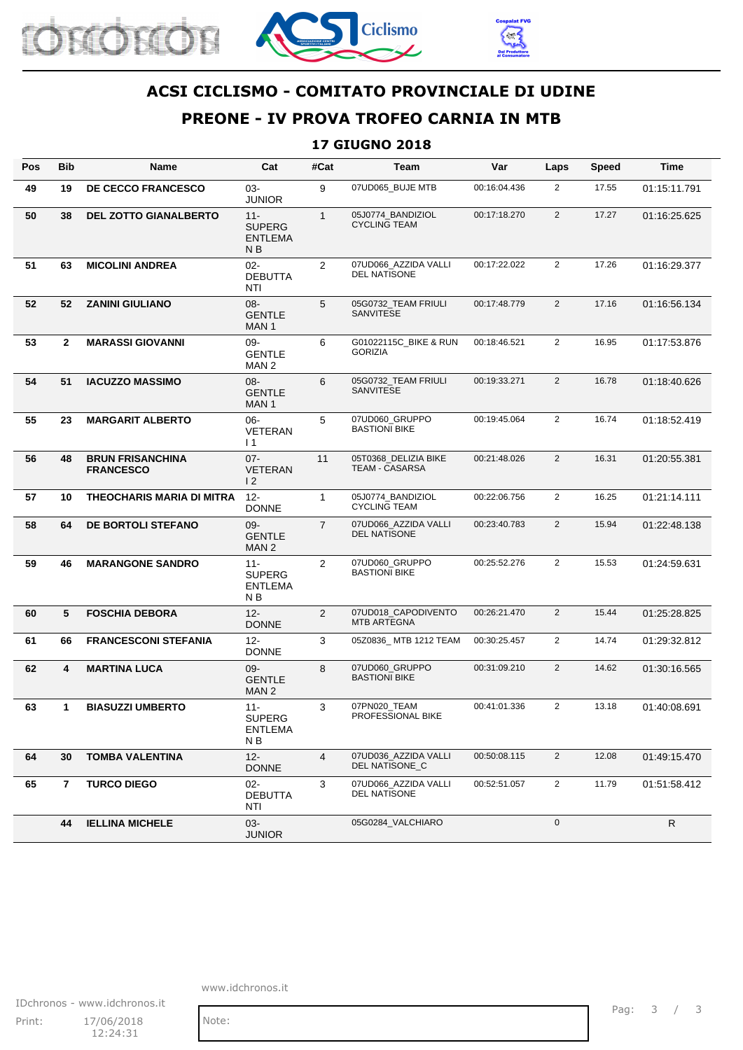# ACSI CICLISMO - COMITATO PROVINCIALE DI UDINE

## PREONE - IV PROVA TROFEO CARNIA IN MTB

### 17 GIUGNO 2018

| Pos | Bib | Name | Cat | #Cat | Team | Var | Laps | Speed | Time |
|---|---|---|---|---|---|---|---|---|---|
| 49 | 19 | **DE CECCO FRANCESCO** | 03-JUNIOR | 9 | 07UD065_BUJE MTB | 00:16:04.436 | 2 | 17.55 | 01:15:11.791 |
| 50 | 38 | **DEL ZOTTO GIANALBERTO** | 11-SUPERGENTLEMAN B | 1 | 05J0774_BANDIZIOL CYCLING TEAM | 00:17:18.270 | 2 | 17.27 | 01:16:25.625 |
| 51 | 63 | **MICOLINI ANDREA** | 02-DEBUTTANTI | 2 | 07UD066_AZZIDA VALLI DEL NATISONE | 00:17:22.022 | 2 | 17.26 | 01:16:29.377 |
| 52 | 52 | **ZANINI GIULIANO** | 08-GENTLEMAN 1 | 5 | 05G0732_TEAM FRIULI SANVITESE | 00:17:48.779 | 2 | 17.16 | 01:16:56.134 |
| 53 | 2 | **MARASSI GIOVANNI** | 09-GENTLEMAN 2 | 6 | G01022115C_BIKE & RUN GORIZIA | 00:18:46.521 | 2 | 16.95 | 01:17:53.876 |
| 54 | 51 | **IACUZZO MASSIMO** | 08-GENTLEMAN 1 | 6 | 05G0732_TEAM FRIULI SANVITESE | 00:19:33.271 | 2 | 16.78 | 01:18:40.626 |
| 55 | 23 | **MARGARIT ALBERTO** | 06-VETERANI 1 | 5 | 07UD060_GRUPPO BASTIONI BIKE | 00:19:45.064 | 2 | 16.74 | 01:18:52.419 |
| 56 | 48 | **BRUN FRISANCHINA FRANCESCO** | 07-VETERANI 2 | 11 | 05T0368_DELIZIA BIKE TEAM - CASARSA | 00:21:48.026 | 2 | 16.31 | 01:20:55.381 |
| 57 | 10 | **THEOCHARIS MARIA DI MITRA** | 12-DONNE | 1 | 05J0774_BANDIZIOL CYCLING TEAM | 00:22:06.756 | 2 | 16.25 | 01:21:14.111 |
| 58 | 64 | **DE BORTOLI STEFANO** | 09-GENTLEMAN 2 | 7 | 07UD066_AZZIDA VALLI DEL NATISONE | 00:23:40.783 | 2 | 15.94 | 01:22:48.138 |
| 59 | 46 | **MARANGONE SANDRO** | 11-SUPERGENTLEMAN B | 2 | 07UD060_GRUPPO BASTIONI BIKE | 00:25:52.276 | 2 | 15.53 | 01:24:59.631 |
| 60 | 5 | **FOSCHIA DEBORA** | 12-DONNE | 2 | 07UD018_CAPODIVENTO MTB ARTEGNA | 00:26:21.470 | 2 | 15.44 | 01:25:28.825 |
| 61 | 66 | **FRANCESCONI STEFANIA** | 12-DONNE | 3 | 05Z0836_ MTB 1212 TEAM | 00:30:25.457 | 2 | 14.74 | 01:29:32.812 |
| 62 | 4 | **MARTINA LUCA** | 09-GENTLEMAN 2 | 8 | 07UD060_GRUPPO BASTIONI BIKE | 00:31:09.210 | 2 | 14.62 | 01:30:16.565 |
| 63 | 1 | **BIASUZZI UMBERTO** | 11-SUPERGENTLEMAN B | 3 | 07PN020_TEAM PROFESSIONAL BIKE | 00:41:01.336 | 2 | 13.18 | 01:40:08.691 |
| 64 | 30 | **TOMBA VALENTINA** | 12-DONNE | 4 | 07UD036_AZZIDA VALLI DEL NATISONE_C | 00:50:08.115 | 2 | 12.08 | 01:49:15.470 |
| 65 | 7 | **TURCO DIEGO** | 02-DEBUTTANTI | 3 | 07UD066_AZZIDA VALLI DEL NATISONE | 00:52:51.057 | 2 | 11.79 | 01:51:58.412 |
| | 44 | **IELLINA MICHELE** | 03-JUNIOR | | 05G0284_VALCHIARO | | 0 | | R |

www.idchronos.it

IDchronos - www.idchronos.it

Print: 17/06/2018 12:24:31

Note: